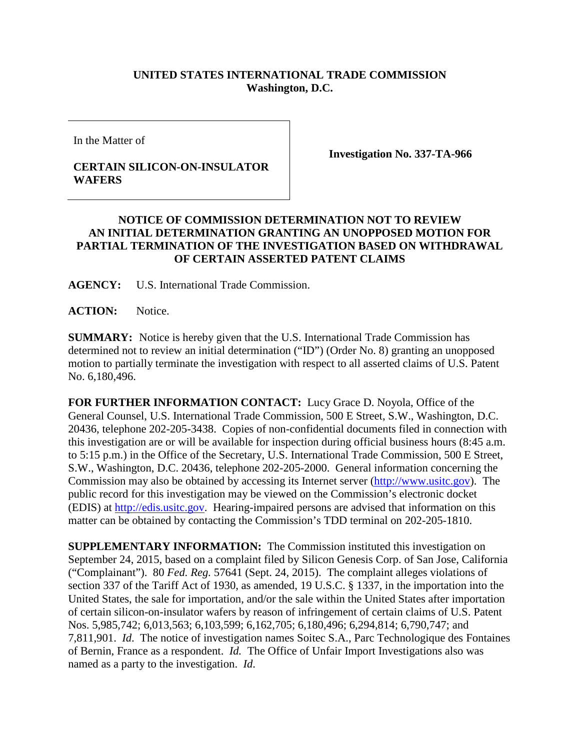**UNITED STATES INTERNATIONAL TRADE COMMISSION**
**Washington, D.C.**

| In the Matter of<br><br>**CERTAIN SILICON-ON-INSULATOR WAFERS** | **Investigation No. 337-TA-966** |
|---|---|

## NOTICE OF COMMISSION DETERMINATION NOT TO REVIEW AN INITIAL DETERMINATION GRANTING AN UNOPPOSED MOTION FOR PARTIAL TERMINATION OF THE INVESTIGATION BASED ON WITHDRAWAL OF CERTAIN ASSERTED PATENT CLAIMS

**AGENCY:** U.S. International Trade Commission.

**ACTION:** Notice.

**SUMMARY:** Notice is hereby given that the U.S. International Trade Commission has determined not to review an initial determination ("ID") (Order No. 8) granting an unopposed motion to partially terminate the investigation with respect to all asserted claims of U.S. Patent No. 6,180,496.

**FOR FURTHER INFORMATION CONTACT:** Lucy Grace D. Noyola, Office of the General Counsel, U.S. International Trade Commission, 500 E Street, S.W., Washington, D.C. 20436, telephone 202-205-3438. Copies of non-confidential documents filed in connection with this investigation are or will be available for inspection during official business hours (8:45 a.m. to 5:15 p.m.) in the Office of the Secretary, U.S. International Trade Commission, 500 E Street, S.W., Washington, D.C. 20436, telephone 202-205-2000. General information concerning the Commission may also be obtained by accessing its Internet server (http://www.usitc.gov). The public record for this investigation may be viewed on the Commission's electronic docket (EDIS) at http://edis.usitc.gov. Hearing-impaired persons are advised that information on this matter can be obtained by contacting the Commission's TDD terminal on 202-205-1810.

**SUPPLEMENTARY INFORMATION:** The Commission instituted this investigation on September 24, 2015, based on a complaint filed by Silicon Genesis Corp. of San Jose, California ("Complainant"). 80 *Fed. Reg.* 57641 (Sept. 24, 2015). The complaint alleges violations of section 337 of the Tariff Act of 1930, as amended, 19 U.S.C. § 1337, in the importation into the United States, the sale for importation, and/or the sale within the United States after importation of certain silicon-on-insulator wafers by reason of infringement of certain claims of U.S. Patent Nos. 5,985,742; 6,013,563; 6,103,599; 6,162,705; 6,180,496; 6,294,814; 6,790,747; and 7,811,901. *Id*. The notice of investigation names Soitec S.A., Parc Technologique des Fontaines of Bernin, France as a respondent. *Id.* The Office of Unfair Import Investigations also was named as a party to the investigation. *Id*.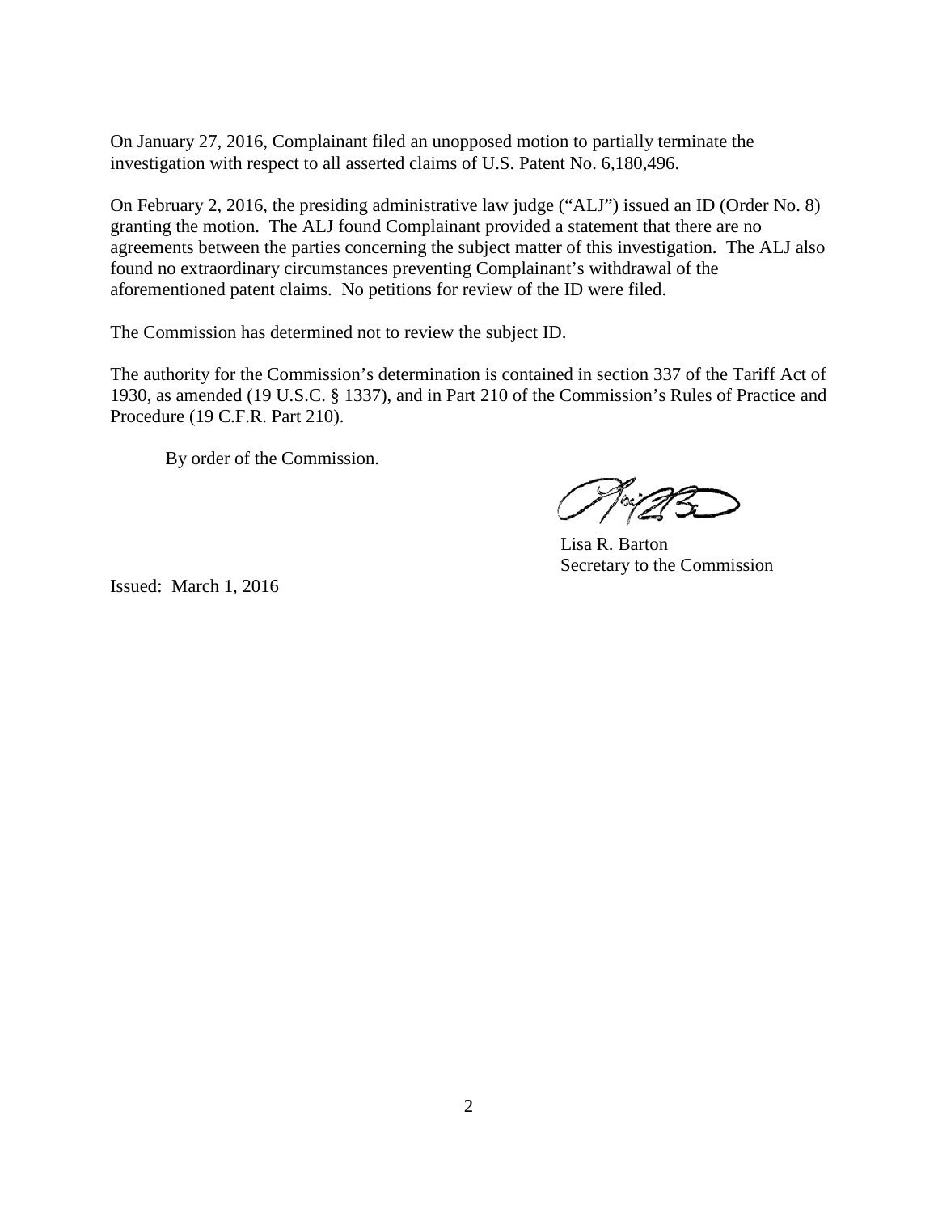On January 27, 2016, Complainant filed an unopposed motion to partially terminate the investigation with respect to all asserted claims of U.S. Patent No. 6,180,496.

On February 2, 2016, the presiding administrative law judge ("ALJ") issued an ID (Order No. 8) granting the motion. The ALJ found Complainant provided a statement that there are no agreements between the parties concerning the subject matter of this investigation. The ALJ also found no extraordinary circumstances preventing Complainant's withdrawal of the aforementioned patent claims. No petitions for review of the ID were filed.

The Commission has determined not to review the subject ID.

The authority for the Commission's determination is contained in section 337 of the Tariff Act of 1930, as amended (19 U.S.C. § 1337), and in Part 210 of the Commission's Rules of Practice and Procedure (19 C.F.R. Part 210).

By order of the Commission.

Lisa R. Barton
Secretary to the Commission

Issued: March 1, 2016